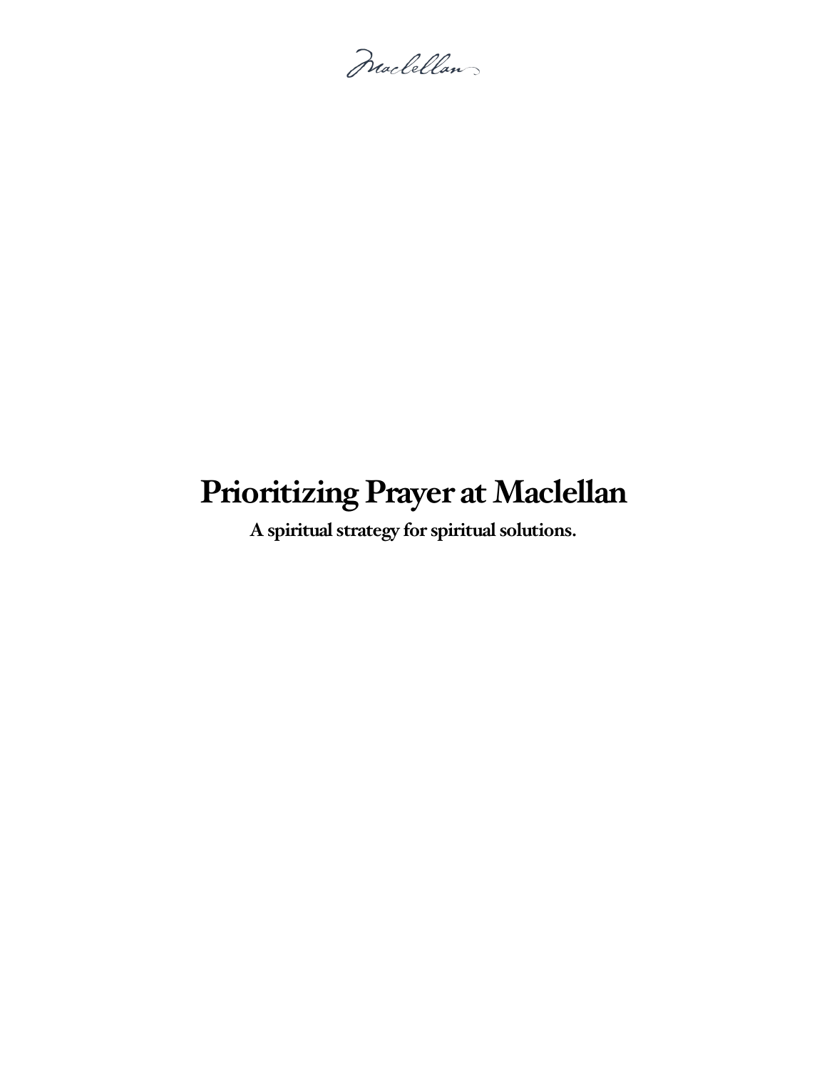Maclellan

# Prioritizing Prayer at Maclellan

**A spiritual strategy for spiritual solutions.**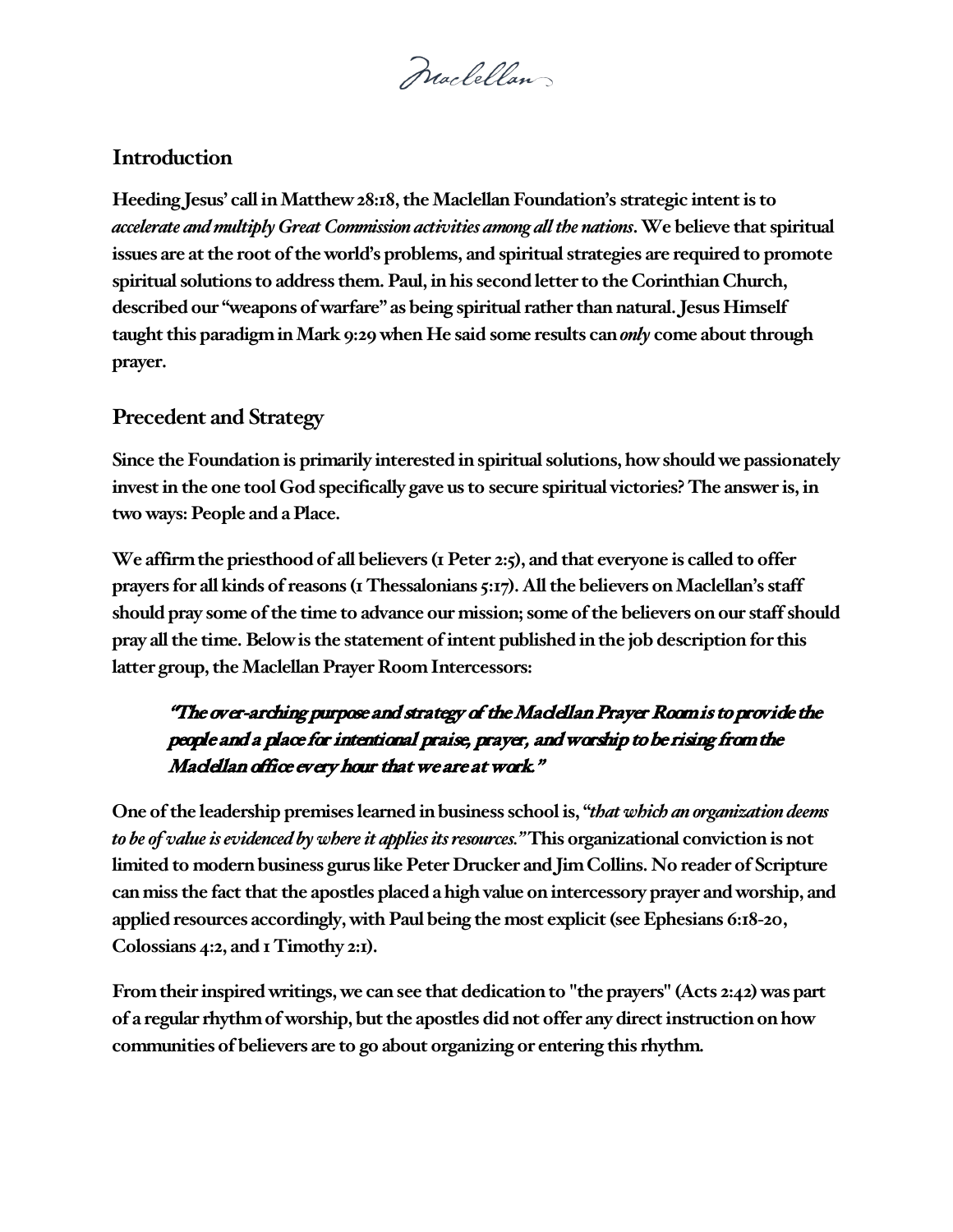## Introduction

**Heeding Jesus' call in Matthew 28:18, the Maclellan Foundation's strategic intent is to *accelerate and multiply Great Commission activities among all the nations*. We believe that spiritual issues are at the root of the world's problems, and spiritual strategies are required to promote spiritual solutions to address them. Paul, in his second letter to the Corinthian Church, described our "weapons of warfare" as being spiritual rather than natural. Jesus Himself taught this paradigm in Mark 9:29 when He said some results can *only* come about through prayer.**

## Precedent and Strategy

**Since the Foundation is primarily interested in spiritual solutions, how should we passionately invest in the one tool God specifically gave us to secure spiritual victories? The answer is, in two ways: People and a Place.**

**We affirm the priesthood of all believers (1 Peter 2:5), and that everyone is called to offer prayers for all kinds of reasons (1 Thessalonians 5:17). All the believers on Maclellan's staff should pray some of the time to advance our mission; some of the believers on our staff should pray all the time. Below is the statement of intent published in the job description for this latter group, the Maclellan Prayer Room Intercessors:**

> ***"The over-arching purpose and strategy of the Maclellan Prayer Room is to provide the people and a place for intentional praise, prayer, and worship to be rising from the Maclellan office every hour that we are at work."***

**One of the leadership premises learned in business school is, "*that which an organization deems to be of value is evidenced by where it applies its resources.*" This organizational conviction is not limited to modern business gurus like Peter Drucker and Jim Collins. No reader of Scripture can miss the fact that the apostles placed a high value on intercessory prayer and worship, and applied resources accordingly, with Paul being the most explicit (see Ephesians 6:18-20, Colossians 4:2, and 1 Timothy 2:1).**

**From their inspired writings, we can see that dedication to "the prayers" (Acts 2:42) was part of a regular rhythm of worship, but the apostles did not offer any direct instruction on how communities of believers are to go about organizing or entering this rhythm.**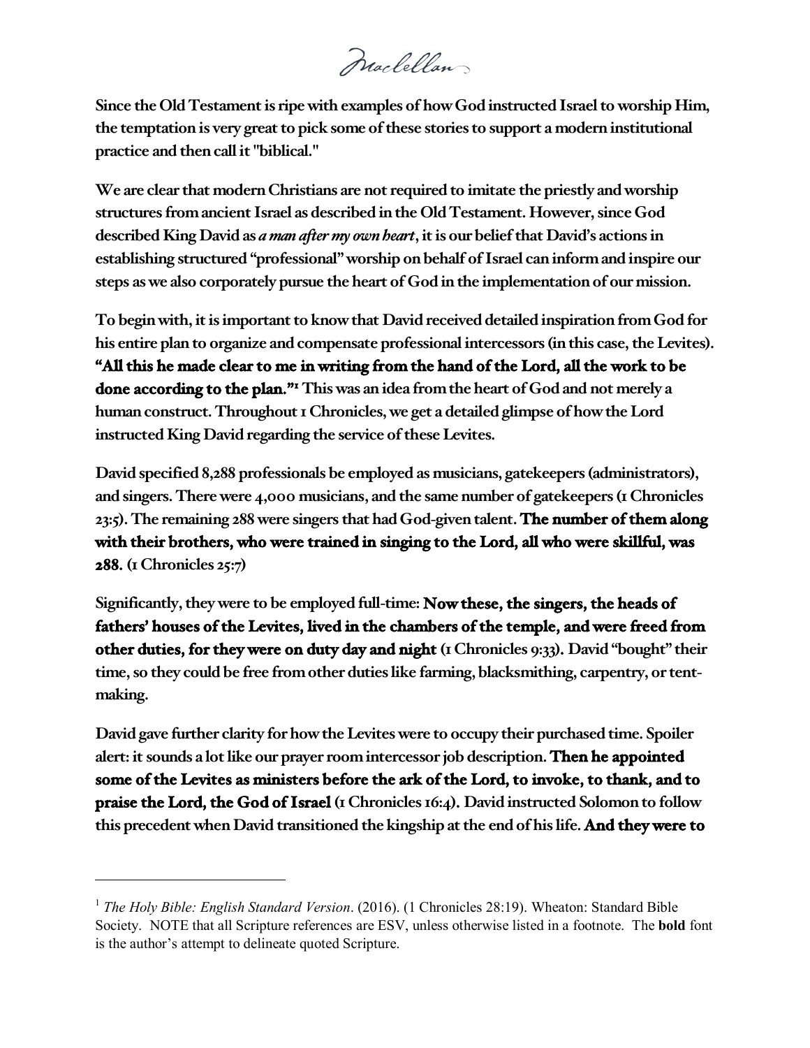Since the Old Testament is ripe with examples of how God instructed Israel to worship Him, the temptation is very great to pick some of these stories to support a modern institutional practice and then call it "biblical."

We are clear that modern Christians are not required to imitate the priestly and worship structures from ancient Israel as described in the Old Testament. However, since God described King David as *a man after my own heart*, it is our belief that David's actions in establishing structured "professional" worship on behalf of Israel can inform and inspire our steps as we also corporately pursue the heart of God in the implementation of our mission.

To begin with, it is important to know that David received detailed inspiration from God for his entire plan to organize and compensate professional intercessors (in this case, the Levites). **"All this he made clear to me in writing from the hand of the Lord, all the work to be done according to the plan."**[1] This was an idea from the heart of God and not merely a human construct. Throughout 1 Chronicles, we get a detailed glimpse of how the Lord instructed King David regarding the service of these Levites.

David specified 8,288 professionals be employed as musicians, gatekeepers (administrators), and singers. There were 4,000 musicians, and the same number of gatekeepers (1 Chronicles 23:5). The remaining 288 were singers that had God-given talent. **The number of them along with their brothers, who were trained in singing to the Lord, all who were skillful, was 288.** (1 Chronicles 25:7)

Significantly, they were to be employed full-time: **Now these, the singers, the heads of fathers' houses of the Levites, lived in the chambers of the temple, and were freed from other duties, for they were on duty day and night** (1 Chronicles 9:33). David "bought" their time, so they could be free from other duties like farming, blacksmithing, carpentry, or tent-making.

David gave further clarity for how the Levites were to occupy their purchased time. Spoiler alert: it sounds a lot like our prayer room intercessor job description. **Then he appointed some of the Levites as ministers before the ark of the Lord, to invoke, to thank, and to praise the Lord, the God of Israel** (1 Chronicles 16:4). David instructed Solomon to follow this precedent when David transitioned the kingship at the end of his life. **And they were to**

---

[1] *The Holy Bible: English Standard Version*. (2016). (1 Chronicles 28:19). Wheaton: Standard Bible Society. NOTE that all Scripture references are ESV, unless otherwise listed in a footnote. The **bold** font is the author's attempt to delineate quoted Scripture.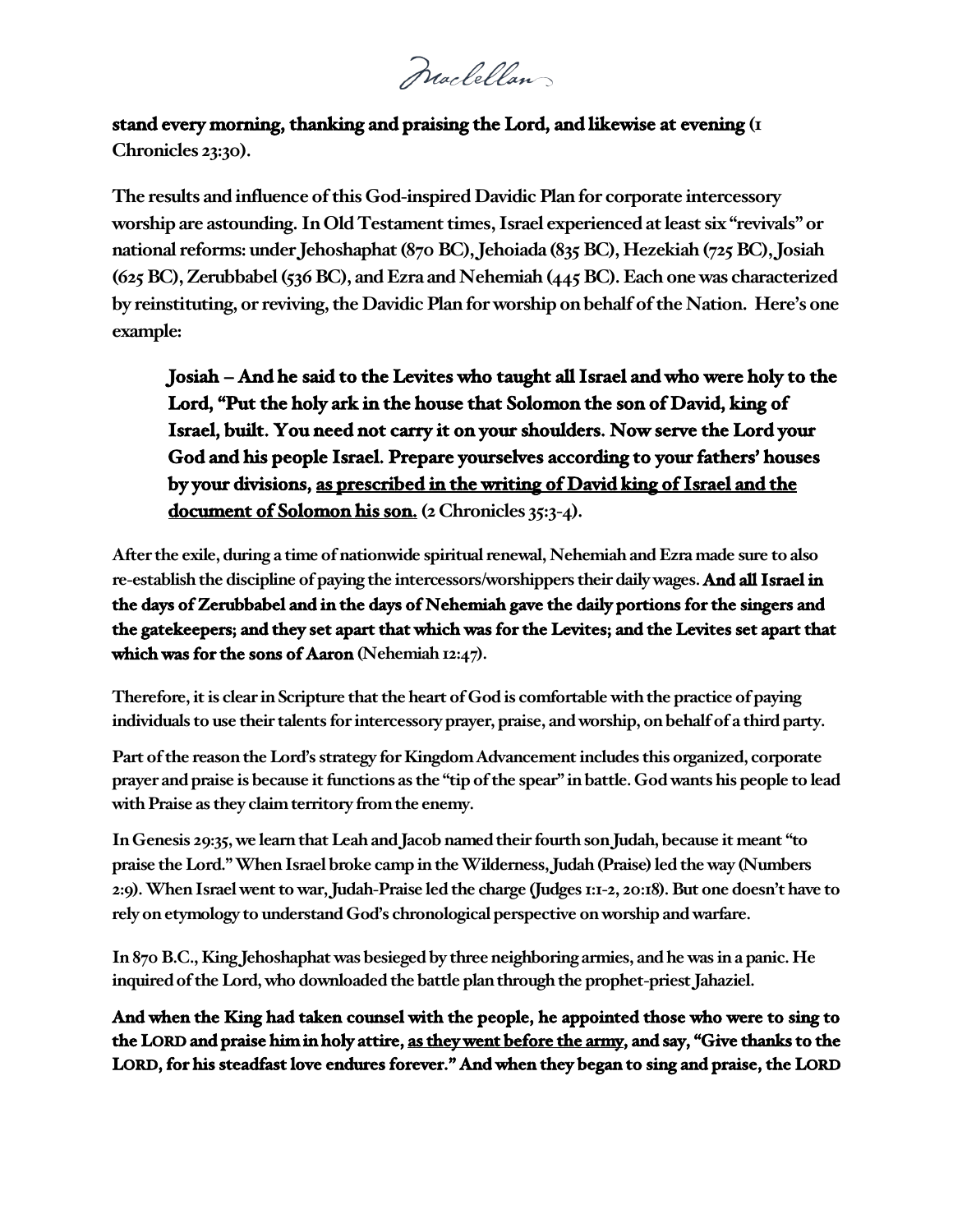**stand every morning, thanking and praising the Lord, and likewise at evening** (1 Chronicles 23:30).

The results and influence of this God-inspired Davidic Plan for corporate intercessory worship are astounding. In Old Testament times, Israel experienced at least six "revivals" or national reforms: under Jehoshaphat (870 BC), Jehoiada (835 BC), Hezekiah (725 BC), Josiah (625 BC), Zerubbabel (536 BC), and Ezra and Nehemiah (445 BC). Each one was characterized by reinstituting, or reviving, the Davidic Plan for worship on behalf of the Nation. Here's one example:

> **Josiah – And he said to the Levites who taught all Israel and who were holy to the Lord, "Put the holy ark in the house that Solomon the son of David, king of Israel, built. You need not carry it on your shoulders. Now serve the Lord your God and his people Israel. Prepare yourselves according to your fathers' houses by your divisions, <u>as prescribed in the writing of David king of Israel and the document of Solomon his son.</u>** (2 Chronicles 35:3-4).

After the exile, during a time of nationwide spiritual renewal, Nehemiah and Ezra made sure to also re-establish the discipline of paying the intercessors/worshippers their daily wages. **And all Israel in the days of Zerubbabel and in the days of Nehemiah gave the daily portions for the singers and the gatekeepers; and they set apart that which was for the Levites; and the Levites set apart that which was for the sons of Aaron** (Nehemiah 12:47).

Therefore, it is clear in Scripture that the heart of God is comfortable with the practice of paying individuals to use their talents for intercessory prayer, praise, and worship, on behalf of a third party.

Part of the reason the Lord's strategy for Kingdom Advancement includes this organized, corporate prayer and praise is because it functions as the "tip of the spear" in battle. God wants his people to lead with Praise as they claim territory from the enemy.

In Genesis 29:35, we learn that Leah and Jacob named their fourth son Judah, because it meant "to praise the Lord." When Israel broke camp in the Wilderness, Judah (Praise) led the way (Numbers 2:9). When Israel went to war, Judah-Praise led the charge (Judges 1:1-2, 20:18). But one doesn't have to rely on etymology to understand God's chronological perspective on worship and warfare.

In 870 B.C., King Jehoshaphat was besieged by three neighboring armies, and he was in a panic. He inquired of the Lord, who downloaded the battle plan through the prophet-priest Jahaziel.

**And when the King had taken counsel with the people, he appointed those who were to sing to the LORD and praise him in holy attire, <u>as they went before the army</u>, and say, "Give thanks to the LORD, for his steadfast love endures forever." And when they began to sing and praise, the LORD**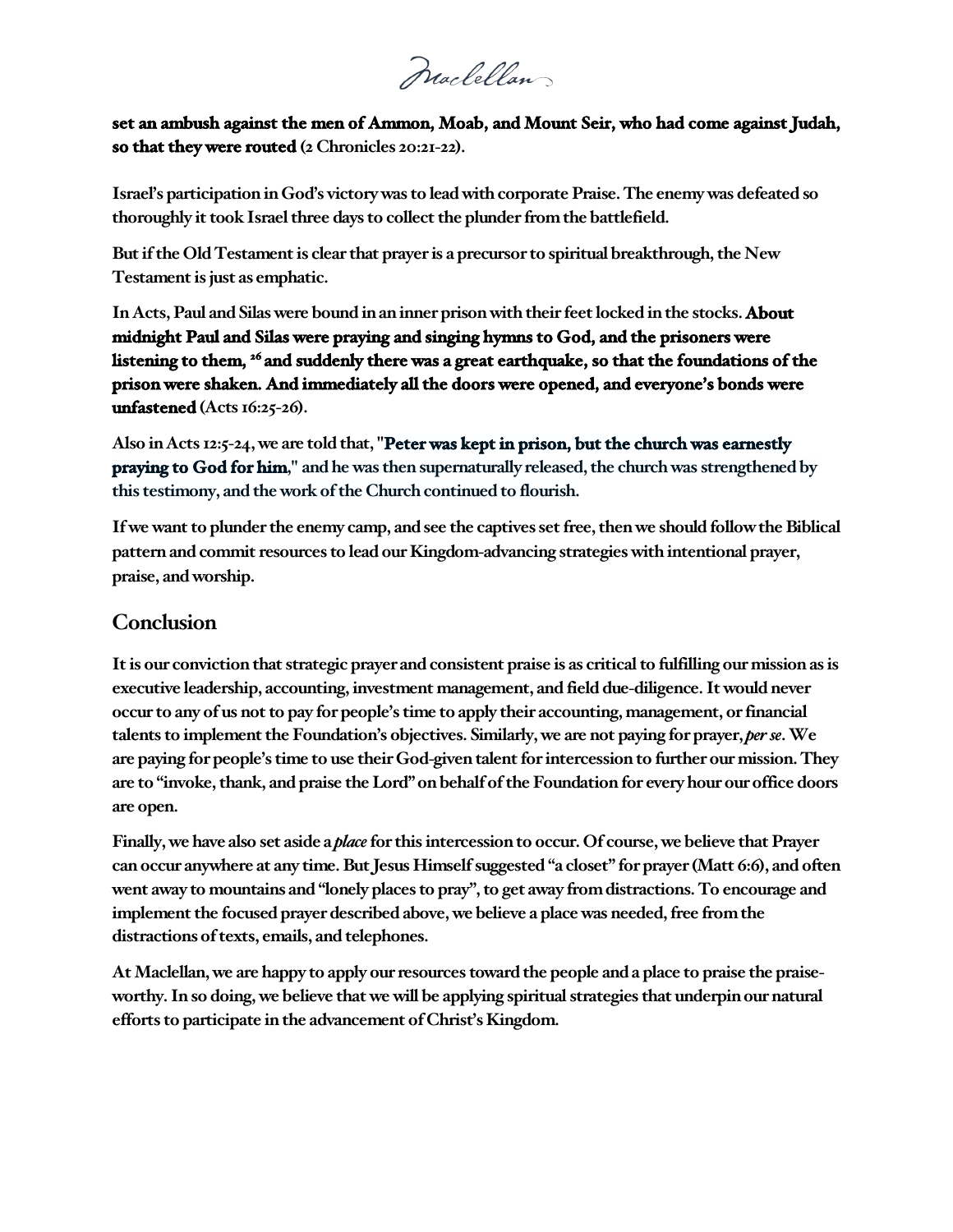**set an ambush against the men of Ammon, Moab, and Mount Seir, who had come against Judah, so that they were routed** (2 Chronicles 20:21-22).

Israel's participation in God's victory was to lead with corporate Praise. The enemy was defeated so thoroughly it took Israel three days to collect the plunder from the battlefield.

But if the Old Testament is clear that prayer is a precursor to spiritual breakthrough, the New Testament is just as emphatic.

In Acts, Paul and Silas were bound in an inner prison with their feet locked in the stocks. **About midnight Paul and Silas were praying and singing hymns to God, and the prisoners were listening to them, [26] and suddenly there was a great earthquake, so that the foundations of the prison were shaken. And immediately all the doors were opened, and everyone's bonds were unfastened** (Acts 16:25-26).

Also in Acts 12:5-24, we are told that, "**Peter was kept in prison, but the church was earnestly praying to God for him**," and he was then supernaturally released, the church was strengthened by this testimony, and the work of the Church continued to flourish.

If we want to plunder the enemy camp, and see the captives set free, then we should follow the Biblical pattern and commit resources to lead our Kingdom-advancing strategies with intentional prayer, praise, and worship.

## Conclusion

It is our conviction that strategic prayer and consistent praise is as critical to fulfilling our mission as is executive leadership, accounting, investment management, and field due-diligence. It would never occur to any of us not to pay for people's time to apply their accounting, management, or financial talents to implement the Foundation's objectives. Similarly, we are not paying for prayer, *per se*. We are paying for people's time to use their God-given talent for intercession to further our mission. They are to "invoke, thank, and praise the Lord" on behalf of the Foundation for every hour our office doors are open.

Finally, we have also set aside a *place* for this intercession to occur. Of course, we believe that Prayer can occur anywhere at any time. But Jesus Himself suggested "a closet" for prayer (Matt 6:6), and often went away to mountains and "lonely places to pray", to get away from distractions. To encourage and implement the focused prayer described above, we believe a place was needed, free from the distractions of texts, emails, and telephones.

At Maclellan, we are happy to apply our resources toward the people and a place to praise the praise-worthy. In so doing, we believe that we will be applying spiritual strategies that underpin our natural efforts to participate in the advancement of Christ's Kingdom.